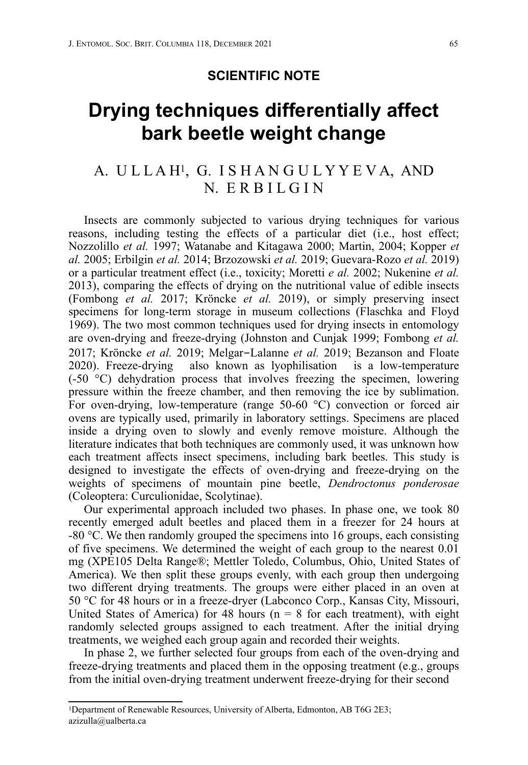**SCIENTIFIC NOTE**

# Drying techniques differentially affect bark beetle weight change

A. ULLAH[1], G. ISHANGULYYEVA, AND N. ERBILGIN

Insects are commonly subjected to various drying techniques for various reasons, including testing the effects of a particular diet (i.e., host effect; Nozzolillo *et al.* 1997; Watanabe and Kitagawa 2000; Martin, 2004; Kopper *et al.* 2005; Erbilgin *et al.* 2014; Brzozowski *et al.* 2019; Guevara-Rozo *et al.* 2019) or a particular treatment effect (i.e., toxicity; Moretti *e al.* 2002; Nukenine *et al.* 2013), comparing the effects of drying on the nutritional value of edible insects (Fombong *et al.* 2017; Kröncke *et al.* 2019), or simply preserving insect specimens for long-term storage in museum collections (Flaschka and Floyd 1969). The two most common techniques used for drying insects in entomology are oven-drying and freeze-drying (Johnston and Cunjak 1999; Fombong *et al.* 2017; Kröncke *et al.* 2019; Melgar−Lalanne *et al.* 2019; Bezanson and Floate 2020). Freeze-drying also known as lyophilisation is a low-temperature (-50 °C) dehydration process that involves freezing the specimen, lowering pressure within the freeze chamber, and then removing the ice by sublimation. For oven-drying, low-temperature (range 50-60 °C) convection or forced air ovens are typically used, primarily in laboratory settings. Specimens are placed inside a drying oven to slowly and evenly remove moisture. Although the literature indicates that both techniques are commonly used, it was unknown how each treatment affects insect specimens, including bark beetles. This study is designed to investigate the effects of oven-drying and freeze-drying on the weights of specimens of mountain pine beetle, *Dendroctonus ponderosae* (Coleoptera: Curculionidae, Scolytinae).

Our experimental approach included two phases. In phase one, we took 80 recently emerged adult beetles and placed them in a freezer for 24 hours at -80 °C. We then randomly grouped the specimens into 16 groups, each consisting of five specimens. We determined the weight of each group to the nearest 0.01 mg (XPE105 Delta Range®; Mettler Toledo, Columbus, Ohio, United States of America). We then split these groups evenly, with each group then undergoing two different drying treatments. The groups were either placed in an oven at 50 °C for 48 hours or in a freeze-dryer (Labconco Corp., Kansas City, Missouri, United States of America) for 48 hours (n = 8 for each treatment), with eight randomly selected groups assigned to each treatment. After the initial drying treatments, we weighed each group again and recorded their weights.

In phase 2, we further selected four groups from each of the oven-drying and freeze-drying treatments and placed them in the opposing treatment (e.g., groups from the initial oven-drying treatment underwent freeze-drying for their second

[1]Department of Renewable Resources, University of Alberta, Edmonton, AB T6G 2E3; azizulla@ualberta.ca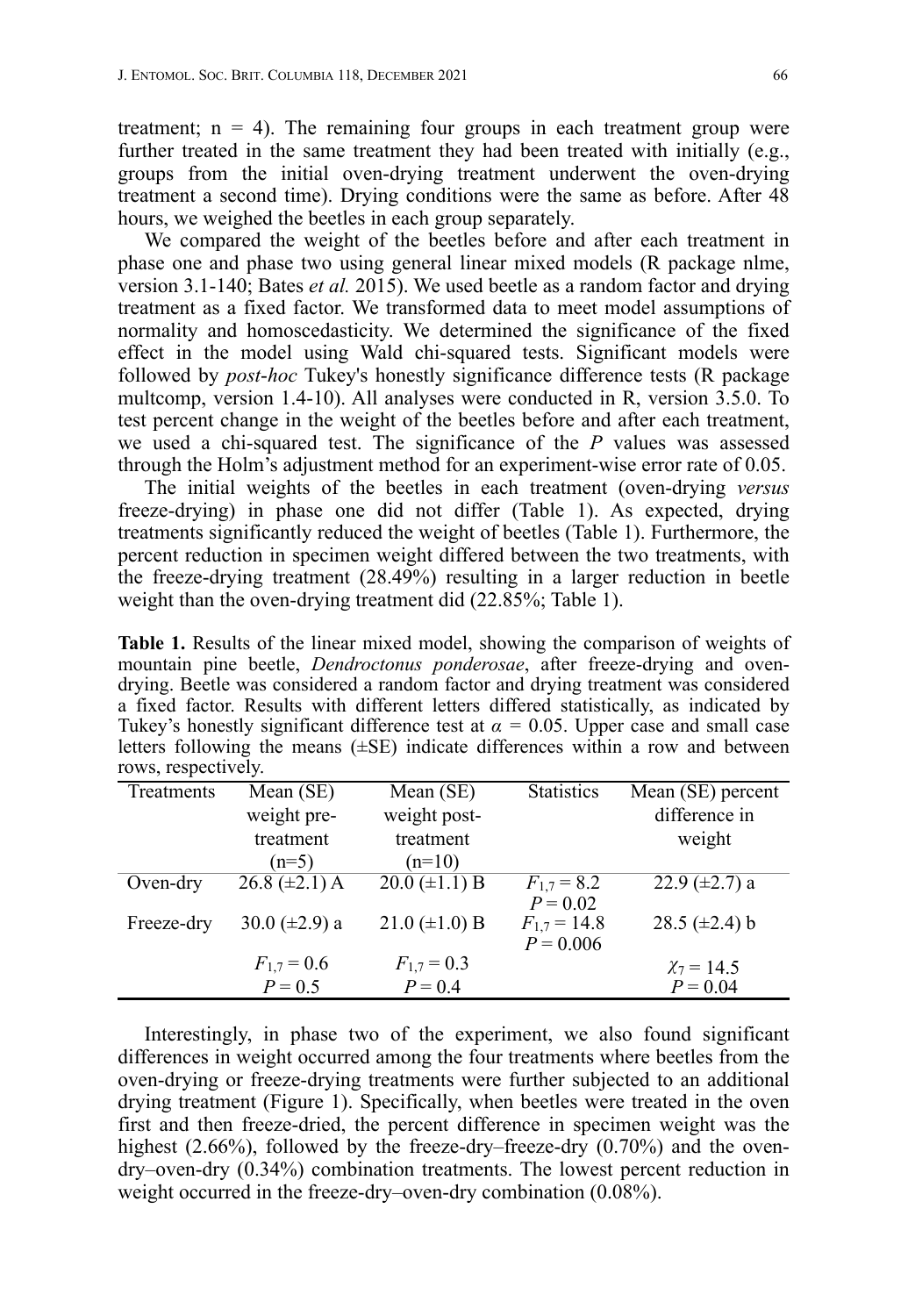treatment; n = 4). The remaining four groups in each treatment group were further treated in the same treatment they had been treated with initially (e.g., groups from the initial oven-drying treatment underwent the oven-drying treatment a second time). Drying conditions were the same as before. After 48 hours, we weighed the beetles in each group separately.

We compared the weight of the beetles before and after each treatment in phase one and phase two using general linear mixed models (R package nlme, version 3.1-140; Bates *et al.* 2015). We used beetle as a random factor and drying treatment as a fixed factor. We transformed data to meet model assumptions of normality and homoscedasticity. We determined the significance of the fixed effect in the model using Wald chi-squared tests. Significant models were followed by *post-hoc* Tukey's honestly significance difference tests (R package multcomp, version 1.4-10). All analyses were conducted in R, version 3.5.0. To test percent change in the weight of the beetles before and after each treatment, we used a chi-squared test. The significance of the *P* values was assessed through the Holm's adjustment method for an experiment-wise error rate of 0.05.

The initial weights of the beetles in each treatment (oven-drying *versus* freeze-drying) in phase one did not differ (Table 1). As expected, drying treatments significantly reduced the weight of beetles (Table 1). Furthermore, the percent reduction in specimen weight differed between the two treatments, with the freeze-drying treatment (28.49%) resulting in a larger reduction in beetle weight than the oven-drying treatment did (22.85%; Table 1).

**Table 1.** Results of the linear mixed model, showing the comparison of weights of mountain pine beetle, *Dendroctonus ponderosae*, after freeze-drying and oven-drying. Beetle was considered a random factor and drying treatment was considered a fixed factor. Results with different letters differed statistically, as indicated by Tukey's honestly significant difference test at $\alpha = 0.05$. Upper case and small case letters following the means (±SE) indicate differences within a row and between rows, respectively.

| Treatments | Mean (SE) weight pre-treatment (n=5) | Mean (SE) weight post-treatment (n=10) | Statistics | Mean (SE) percent difference in weight |
|---|---|---|---|---|
| Oven-dry | 26.8 (±2.1) A | 20.0 (±1.1) B | $F_{1,7} = 8.2$ $P = 0.02$ | 22.9 (±2.7) a |
| Freeze-dry | 30.0 (±2.9) a | 21.0 (±1.0) B | $F_{1,7} = 14.8$ $P = 0.006$ | 28.5 (±2.4) b |
| | $F_{1,7} = 0.6$ $P = 0.5$ | $F_{1,7} = 0.3$ $P = 0.4$ | | $\chi_7 = 14.5$ $P = 0.04$ |

Interestingly, in phase two of the experiment, we also found significant differences in weight occurred among the four treatments where beetles from the oven-drying or freeze-drying treatments were further subjected to an additional drying treatment (Figure 1). Specifically, when beetles were treated in the oven first and then freeze-dried, the percent difference in specimen weight was the highest (2.66%), followed by the freeze-dry–freeze-dry (0.70%) and the oven-dry–oven-dry (0.34%) combination treatments. The lowest percent reduction in weight occurred in the freeze-dry–oven-dry combination (0.08%).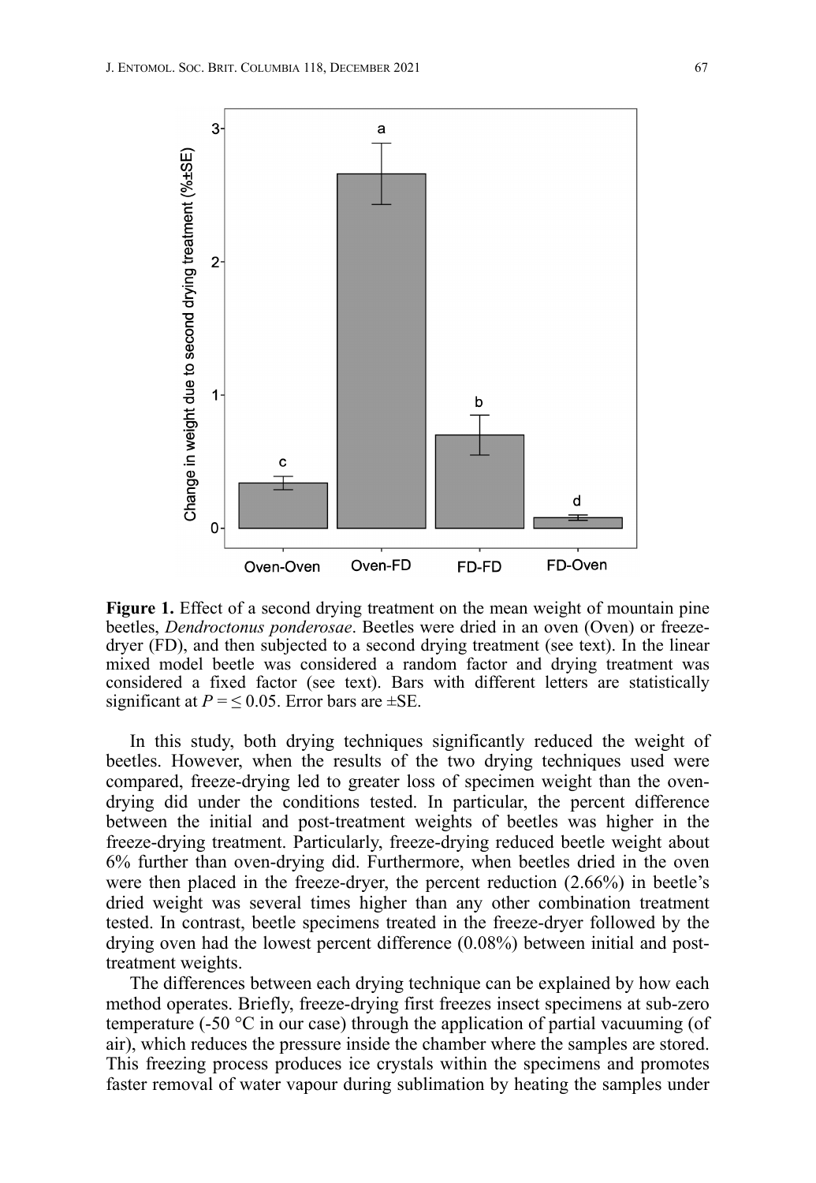**Figure 1.** Effect of a second drying treatment on the mean weight of mountain pine beetles, *Dendroctonus ponderosae*. Beetles were dried in an oven (Oven) or freeze-dryer (FD), and then subjected to a second drying treatment (see text). In the linear mixed model beetle was considered a random factor and drying treatment was considered a fixed factor (see text). Bars with different letters are statistically significant at $P = \leq 0.05$. Error bars are ±SE.

In this study, both drying techniques significantly reduced the weight of beetles. However, when the results of the two drying techniques used were compared, freeze-drying led to greater loss of specimen weight than the oven-drying did under the conditions tested. In particular, the percent difference between the initial and post-treatment weights of beetles was higher in the freeze-drying treatment. Particularly, freeze-drying reduced beetle weight about 6% further than oven-drying did. Furthermore, when beetles dried in the oven were then placed in the freeze-dryer, the percent reduction (2.66%) in beetle's dried weight was several times higher than any other combination treatment tested. In contrast, beetle specimens treated in the freeze-dryer followed by the drying oven had the lowest percent difference (0.08%) between initial and post-treatment weights.

The differences between each drying technique can be explained by how each method operates. Briefly, freeze-drying first freezes insect specimens at sub-zero temperature (-50 °C in our case) through the application of partial vacuuming (of air), which reduces the pressure inside the chamber where the samples are stored. This freezing process produces ice crystals within the specimens and promotes faster removal of water vapour during sublimation by heating the samples under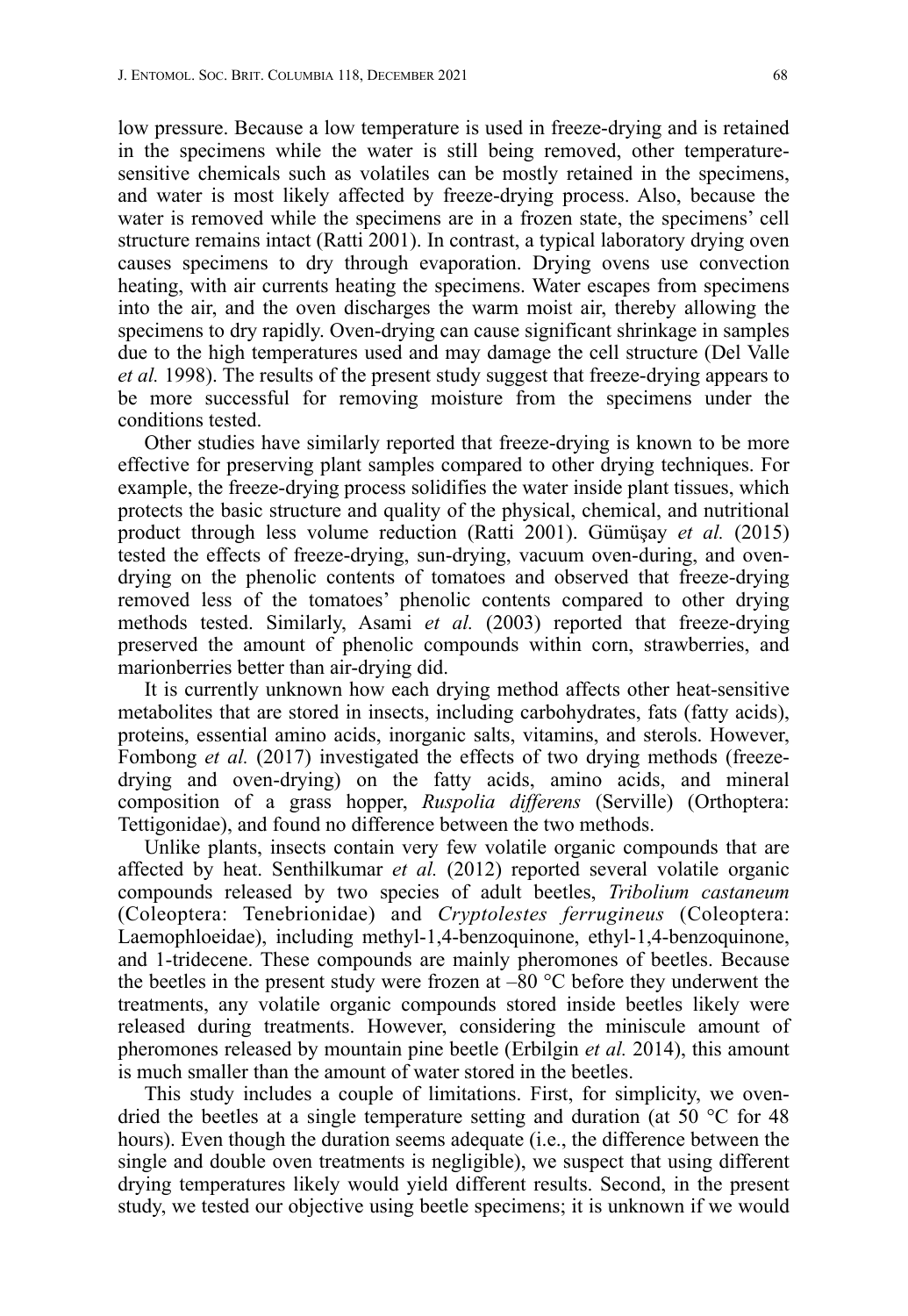low pressure. Because a low temperature is used in freeze-drying and is retained in the specimens while the water is still being removed, other temperature-sensitive chemicals such as volatiles can be mostly retained in the specimens, and water is most likely affected by freeze-drying process. Also, because the water is removed while the specimens are in a frozen state, the specimens' cell structure remains intact (Ratti 2001). In contrast, a typical laboratory drying oven causes specimens to dry through evaporation. Drying ovens use convection heating, with air currents heating the specimens. Water escapes from specimens into the air, and the oven discharges the warm moist air, thereby allowing the specimens to dry rapidly. Oven-drying can cause significant shrinkage in samples due to the high temperatures used and may damage the cell structure (Del Valle *et al.* 1998). The results of the present study suggest that freeze-drying appears to be more successful for removing moisture from the specimens under the conditions tested.

Other studies have similarly reported that freeze-drying is known to be more effective for preserving plant samples compared to other drying techniques. For example, the freeze-drying process solidifies the water inside plant tissues, which protects the basic structure and quality of the physical, chemical, and nutritional product through less volume reduction (Ratti 2001). Gümüşay *et al.* (2015) tested the effects of freeze-drying, sun-drying, vacuum oven-during, and oven-drying on the phenolic contents of tomatoes and observed that freeze-drying removed less of the tomatoes' phenolic contents compared to other drying methods tested. Similarly, Asami *et al.* (2003) reported that freeze-drying preserved the amount of phenolic compounds within corn, strawberries, and marionberries better than air-drying did.

It is currently unknown how each drying method affects other heat-sensitive metabolites that are stored in insects, including carbohydrates, fats (fatty acids), proteins, essential amino acids, inorganic salts, vitamins, and sterols. However, Fombong *et al.* (2017) investigated the effects of two drying methods (freeze-drying and oven-drying) on the fatty acids, amino acids, and mineral composition of a grass hopper, *Ruspolia differens* (Serville) (Orthoptera: Tettigonidae), and found no difference between the two methods.

Unlike plants, insects contain very few volatile organic compounds that are affected by heat. Senthilkumar *et al.* (2012) reported several volatile organic compounds released by two species of adult beetles, *Tribolium castaneum* (Coleoptera: Tenebrionidae) and *Cryptolestes ferrugineus* (Coleoptera: Laemophloeidae), including methyl-1,4-benzoquinone, ethyl-1,4-benzoquinone, and 1-tridecene. These compounds are mainly pheromones of beetles. Because the beetles in the present study were frozen at –80 °C before they underwent the treatments, any volatile organic compounds stored inside beetles likely were released during treatments. However, considering the miniscule amount of pheromones released by mountain pine beetle (Erbilgin *et al.* 2014), this amount is much smaller than the amount of water stored in the beetles.

This study includes a couple of limitations. First, for simplicity, we oven-dried the beetles at a single temperature setting and duration (at 50 °C for 48 hours). Even though the duration seems adequate (i.e., the difference between the single and double oven treatments is negligible), we suspect that using different drying temperatures likely would yield different results. Second, in the present study, we tested our objective using beetle specimens; it is unknown if we would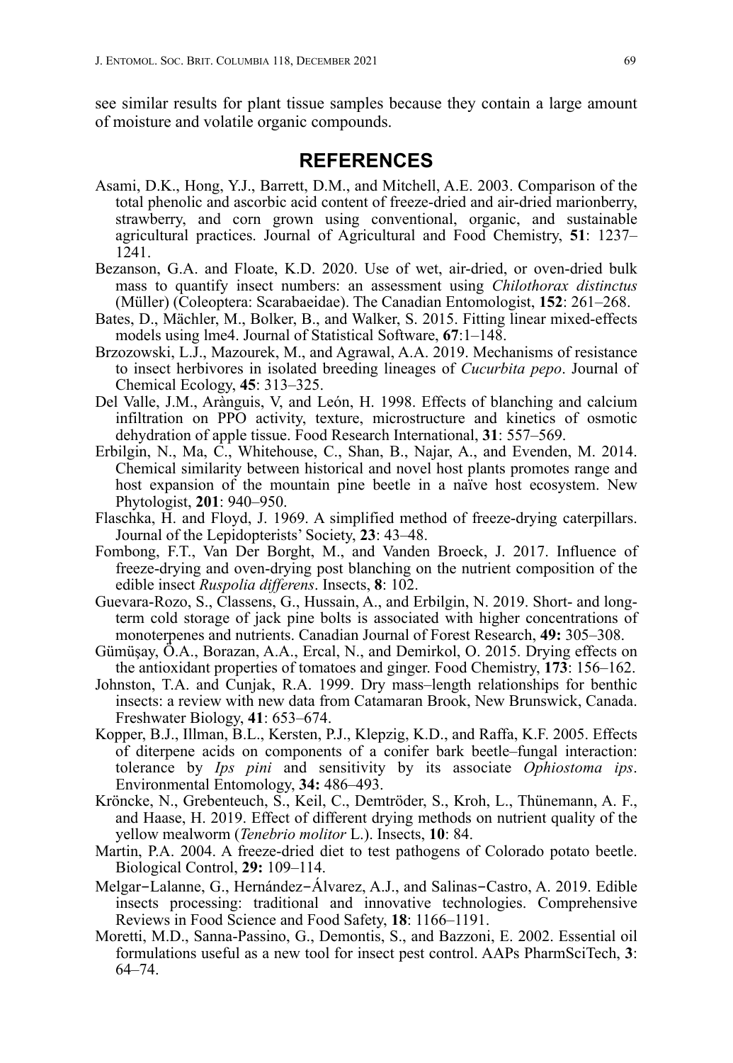see similar results for plant tissue samples because they contain a large amount of moisture and volatile organic compounds.

## REFERENCES

Asami, D.K., Hong, Y.J., Barrett, D.M., and Mitchell, A.E. 2003. Comparison of the total phenolic and ascorbic acid content of freeze-dried and air-dried marionberry, strawberry, and corn grown using conventional, organic, and sustainable agricultural practices. Journal of Agricultural and Food Chemistry, **51**: 1237–1241.

Bezanson, G.A. and Floate, K.D. 2020. Use of wet, air-dried, or oven-dried bulk mass to quantify insect numbers: an assessment using *Chilothorax distinctus* (Müller) (Coleoptera: Scarabaeidae). The Canadian Entomologist, **152**: 261–268.

Bates, D., Mächler, M., Bolker, B., and Walker, S. 2015. Fitting linear mixed-effects models using lme4. Journal of Statistical Software, **67**:1–148.

Brzozowski, L.J., Mazourek, M., and Agrawal, A.A. 2019. Mechanisms of resistance to insect herbivores in isolated breeding lineages of *Cucurbita pepo*. Journal of Chemical Ecology, **45**: 313–325.

Del Valle, J.M., Arànguis, V, and León, H. 1998. Effects of blanching and calcium infiltration on PPO activity, texture, microstructure and kinetics of osmotic dehydration of apple tissue. Food Research International, **31**: 557–569.

Erbilgin, N., Ma, C., Whitehouse, C., Shan, B., Najar, A., and Evenden, M. 2014. Chemical similarity between historical and novel host plants promotes range and host expansion of the mountain pine beetle in a naïve host ecosystem. New Phytologist, **201**: 940–950.

Flaschka, H. and Floyd, J. 1969. A simplified method of freeze-drying caterpillars. Journal of the Lepidopterists' Society, **23**: 43–48.

Fombong, F.T., Van Der Borght, M., and Vanden Broeck, J. 2017. Influence of freeze-drying and oven-drying post blanching on the nutrient composition of the edible insect *Ruspolia differens*. Insects, **8**: 102.

Guevara-Rozo, S., Classens, G., Hussain, A., and Erbilgin, N. 2019. Short- and long-term cold storage of jack pine bolts is associated with higher concentrations of monoterpenes and nutrients. Canadian Journal of Forest Research, **49:** 305–308.

Gümüşay, Ö.A., Borazan, A.A., Ercal, N., and Demirkol, O. 2015. Drying effects on the antioxidant properties of tomatoes and ginger. Food Chemistry, **173**: 156–162.

Johnston, T.A. and Cunjak, R.A. 1999. Dry mass–length relationships for benthic insects: a review with new data from Catamaran Brook, New Brunswick, Canada. Freshwater Biology, **41**: 653–674.

Kopper, B.J., Illman, B.L., Kersten, P.J., Klepzig, K.D., and Raffa, K.F. 2005. Effects of diterpene acids on components of a conifer bark beetle–fungal interaction: tolerance by *Ips pini* and sensitivity by its associate *Ophiostoma ips*. Environmental Entomology, **34:** 486–493.

Kröncke, N., Grebenteuch, S., Keil, C., Demtröder, S., Kroh, L., Thünemann, A. F., and Haase, H. 2019. Effect of different drying methods on nutrient quality of the yellow mealworm (*Tenebrio molitor* L.). Insects, **10**: 84.

Martin, P.A. 2004. A freeze-dried diet to test pathogens of Colorado potato beetle. Biological Control, **29:** 109–114.

Melgar−Lalanne, G., Hernández−Álvarez, A.J., and Salinas−Castro, A. 2019. Edible insects processing: traditional and innovative technologies. Comprehensive Reviews in Food Science and Food Safety, **18**: 1166–1191.

Moretti, M.D., Sanna-Passino, G., Demontis, S., and Bazzoni, E. 2002. Essential oil formulations useful as a new tool for insect pest control. AAPs PharmSciTech, **3**: 64–74.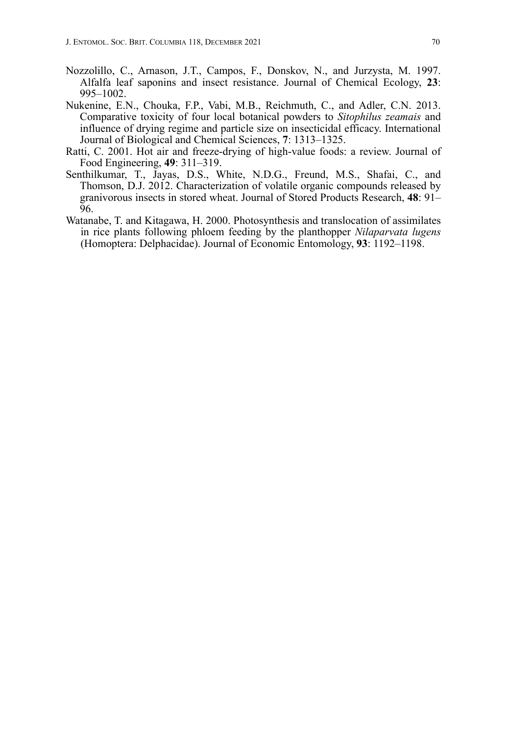Nozzolillo, C., Arnason, J.T., Campos, F., Donskov, N., and Jurzysta, M. 1997. Alfalfa leaf saponins and insect resistance. Journal of Chemical Ecology, **23**: 995–1002.

Nukenine, E.N., Chouka, F.P., Vabi, M.B., Reichmuth, C., and Adler, C.N. 2013. Comparative toxicity of four local botanical powders to *Sitophilus zeamais* and influence of drying regime and particle size on insecticidal efficacy. International Journal of Biological and Chemical Sciences, **7**: 1313–1325.

Ratti, C. 2001. Hot air and freeze-drying of high-value foods: a review. Journal of Food Engineering, **49**: 311–319.

Senthilkumar, T., Jayas, D.S., White, N.D.G., Freund, M.S., Shafai, C., and Thomson, D.J. 2012. Characterization of volatile organic compounds released by granivorous insects in stored wheat. Journal of Stored Products Research, **48**: 91–96.

Watanabe, T. and Kitagawa, H. 2000. Photosynthesis and translocation of assimilates in rice plants following phloem feeding by the planthopper *Nilaparvata lugens* (Homoptera: Delphacidae). Journal of Economic Entomology, **93**: 1192–1198.